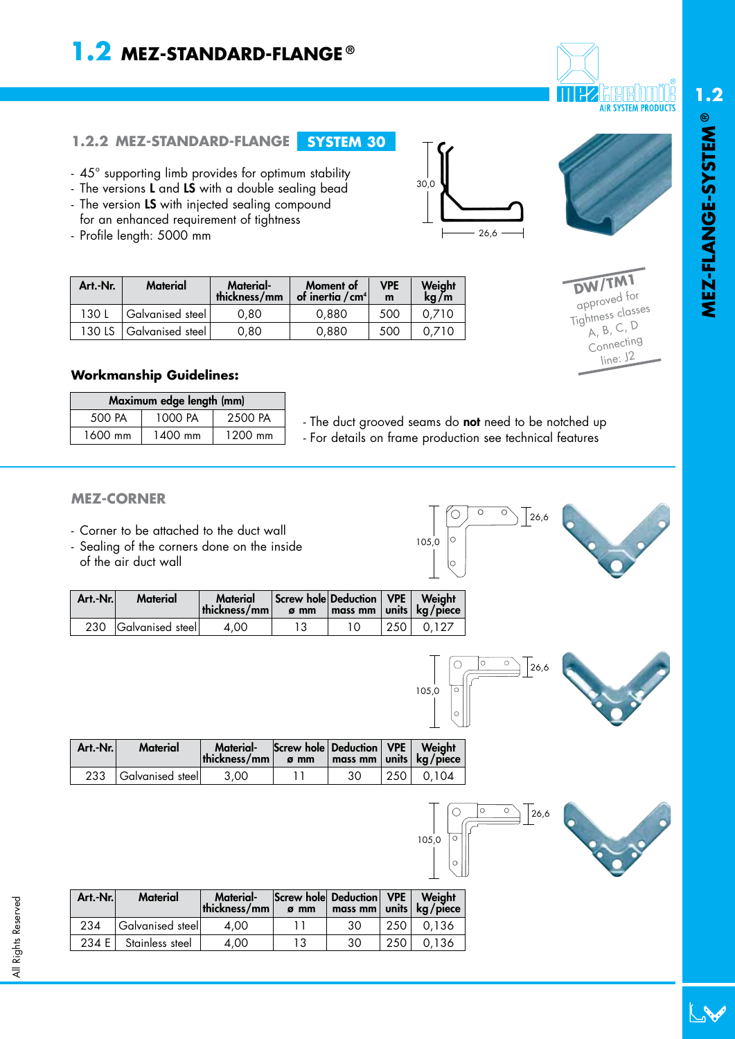# 1.2 MEZ-STANDARD-FLANGE®

## 1.2.2 MEZ-STANDARD-FLANGE SYSTEM 30

- 45° supporting limb provides for optimum stability
- The versions **L** and **LS** with a double sealing bead
- The version **LS** with injected sealing compound for an enhanced requirement of tightness
- Profile length: 5000 mm

30,0

26,6

| Art.-Nr. | Material | Material-thickness/mm | Moment of of inertia / $cm^4$ | VPE m | Weight kg / m |
|---|---|---|---|---|---|
| 130 L | Galvanised steel | 0,80 | 0,880 | 500 | 0,710 |
| 130 LS | Galvanised steel | 0,80 | 0,880 | 500 | 0,710 |

DW/TM1 approved for Tightness classes A, B, C, D Connecting line: J2

### Workmanship Guidelines:

| Maximum edge length (mm) | | |
|---|---|---|
| 500 PA | 1000 PA | 2500 PA |
| 1600 mm | 1400 mm | 1200 mm |

- The duct grooved seams do **not** need to be notched up
- For details on frame production see technical features

## MEZ-CORNER

- Corner to be attached to the duct wall
- Sealing of the corners done on the inside of the air duct wall

105,0 26,6

| Art.-Nr. | Material | Material thickness/mm | Screw hole ø mm | Deduction mass mm | VPE units | Weight kg / piece |
|---|---|---|---|---|---|---|
| 230 | Galvanised steel | 4,00 | 13 | 10 | 250 | 0,127 |

105,0 26,6

| Art.-Nr. | Material | Material-thickness/mm | Screw hole ø mm | Deduction mass mm | VPE units | Weight kg / piece |
|---|---|---|---|---|---|---|
| 233 | Galvanised steel | 3,00 | 11 | 30 | 250 | 0,104 |

105,0 26,6

| Art.-Nr. | Material | Material-thickness/mm | Screw hole ø mm | Deduction mass mm | VPE units | Weight kg / piece |
|---|---|---|---|---|---|---|
| 234 | Galvanised steel | 4,00 | 11 | 30 | 250 | 0,136 |
| 234 E | Stainless steel | 4,00 | 13 | 30 | 250 | 0,136 |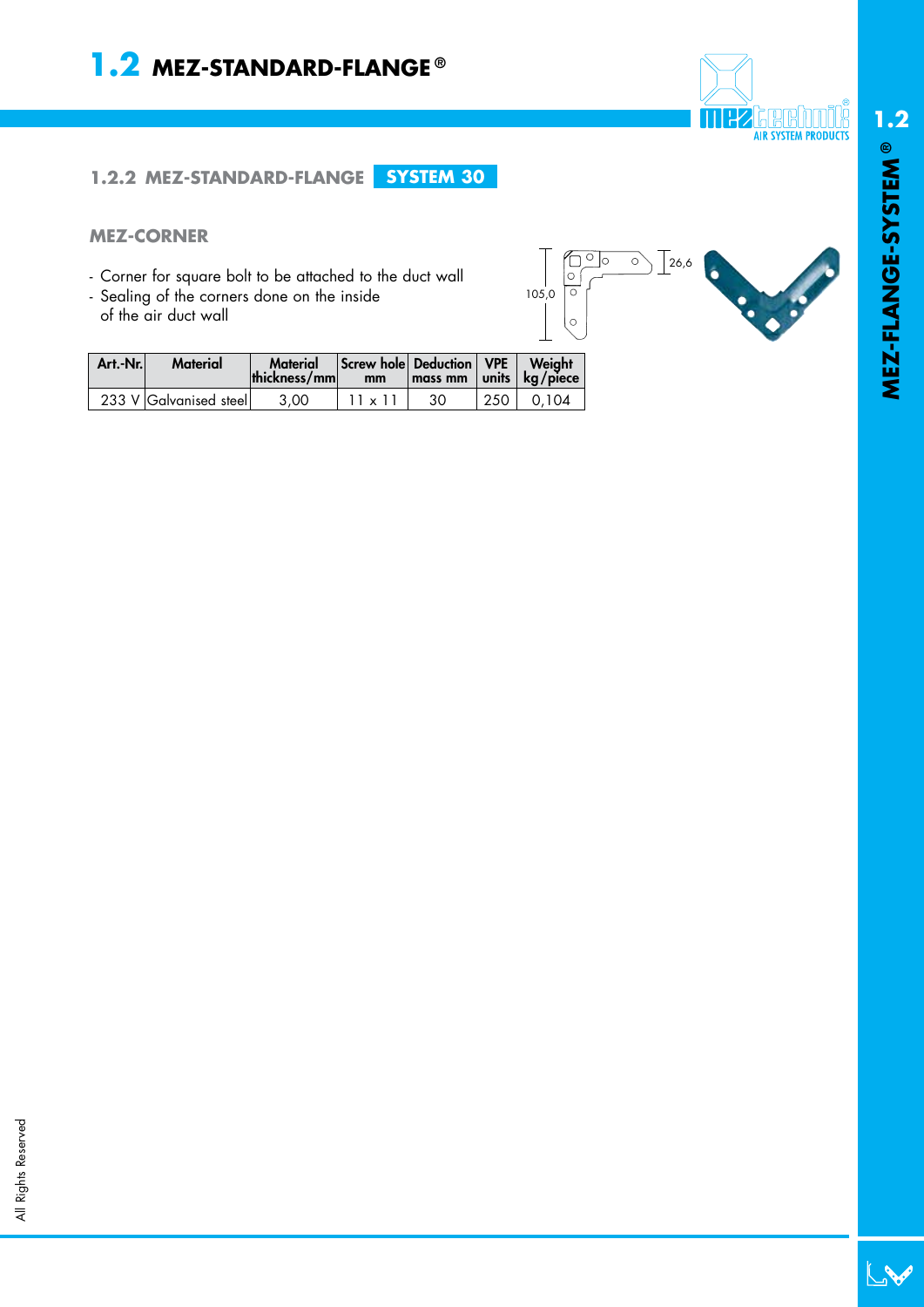# 1.2 MEZ-STANDARD-FLANGE®

## 1.2.2 MEZ-STANDARD-FLANGE SYSTEM 30

### MEZ-CORNER

- Corner for square bolt to be attached to the duct wall
- Sealing of the corners done on the inside of the air duct wall

105,0

26,6

| Art.-Nr. | Material | Material thickness/mm | Screw hole mm | Deduction mass mm | VPE units | Weight kg/piece |
|---|---|---|---|---|---|---|
| 233 V | Galvanised steel | 3,00 | 11 x 11 | 30 | 250 | 0,104 |